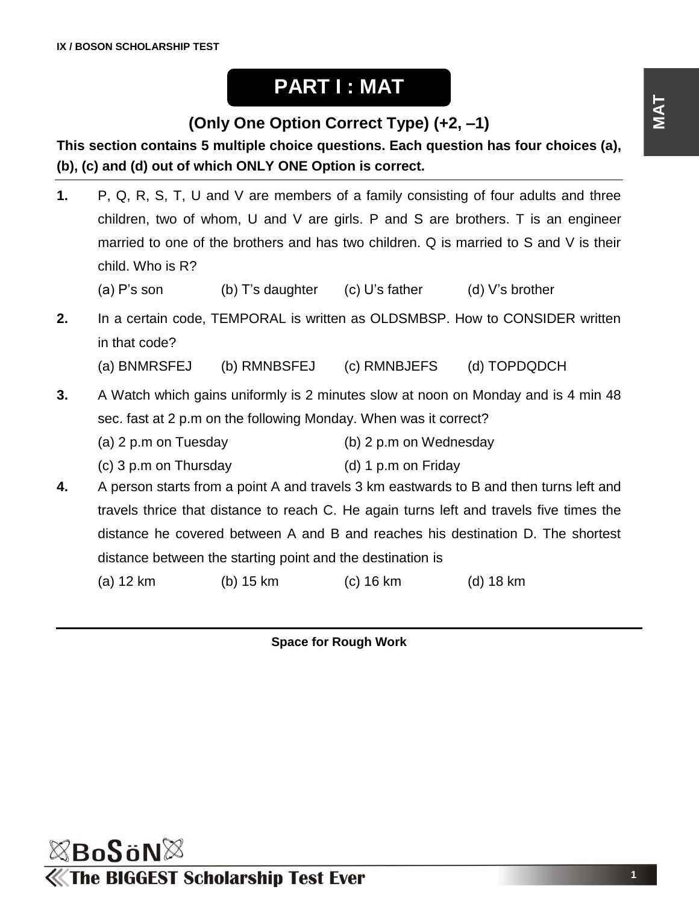# PART I : MAT

## (Only One Option Correct Type) (+2, –1)

**This section contains 5 multiple choice questions. Each question has four choices (a), (b), (c) and (d) out of which ONLY ONE Option is correct.**

---

**1.** P, Q, R, S, T, U and V are members of a family consisting of four adults and three children, two of whom, U and V are girls. P and S are brothers. T is an engineer married to one of the brothers and has two children. Q is married to S and V is their child. Who is R?

(a) P's son (b) T's daughter (c) U's father (d) V's brother

**2.** In a certain code, TEMPORAL is written as OLDSMBSP. How to CONSIDER written in that code?

(a) BNMRSFEJ (b) RMNBSFEJ (c) RMNBJEFS (d) TOPDQDCH

**3.** A Watch which gains uniformly is 2 minutes slow at noon on Monday and is 4 min 48 sec. fast at 2 p.m on the following Monday. When was it correct?

(a) 2 p.m on Tuesday (b) 2 p.m on Wednesday

(c) 3 p.m on Thursday (d) 1 p.m on Friday

**4.** A person starts from a point A and travels 3 km eastwards to B and then turns left and travels thrice that distance to reach C. He again turns left and travels five times the distance he covered between A and B and reaches his destination D. The shortest distance between the starting point and the destination is

(a) 12 km (b) 15 km (c) 16 km (d) 18 km

---

**Space for Rough Work**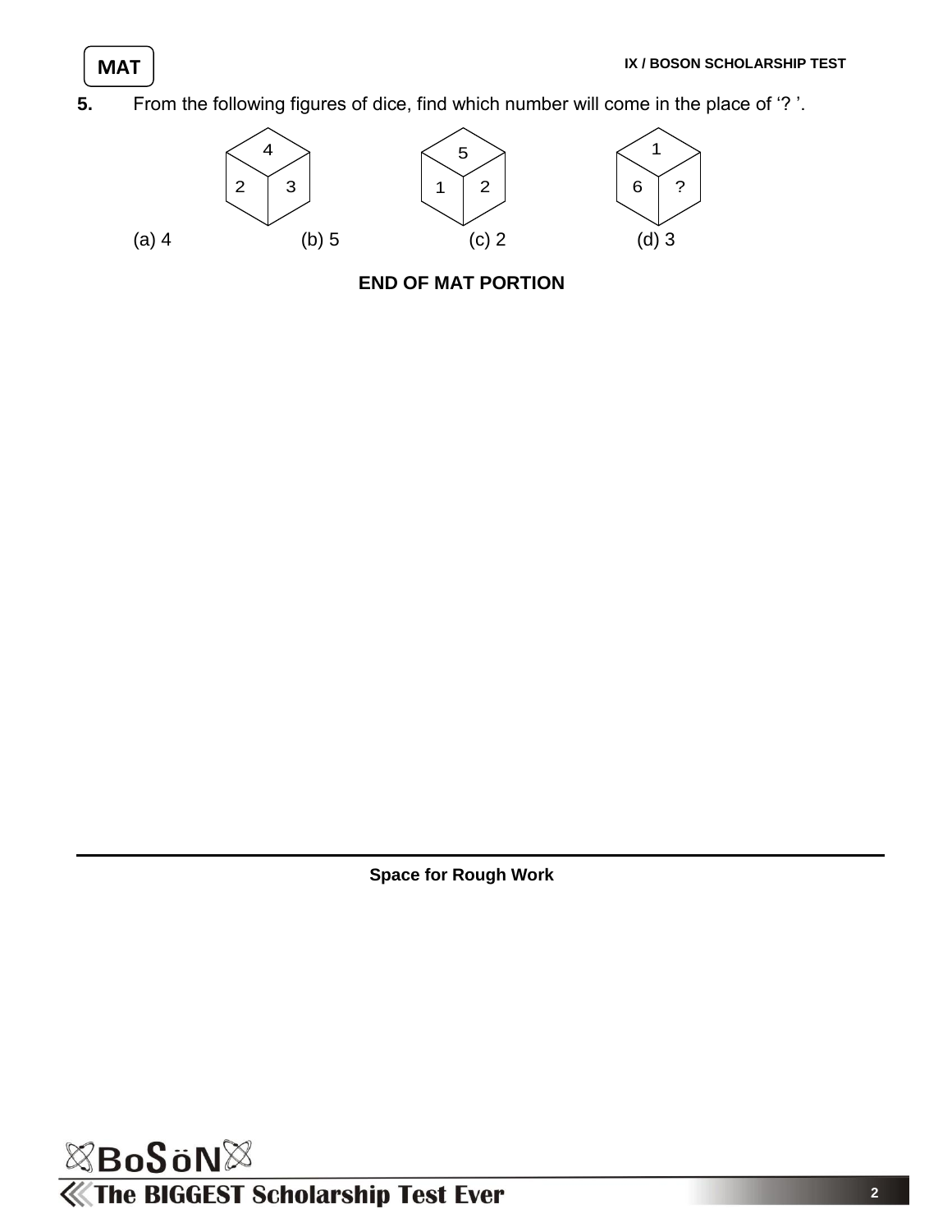**MAT**

**5.** From the following figures of dice, find which number will come in the place of '? '.

(a) 4 (b) 5 (c) 2 (d) 3

**END OF MAT PORTION**

**Space for Rough Work**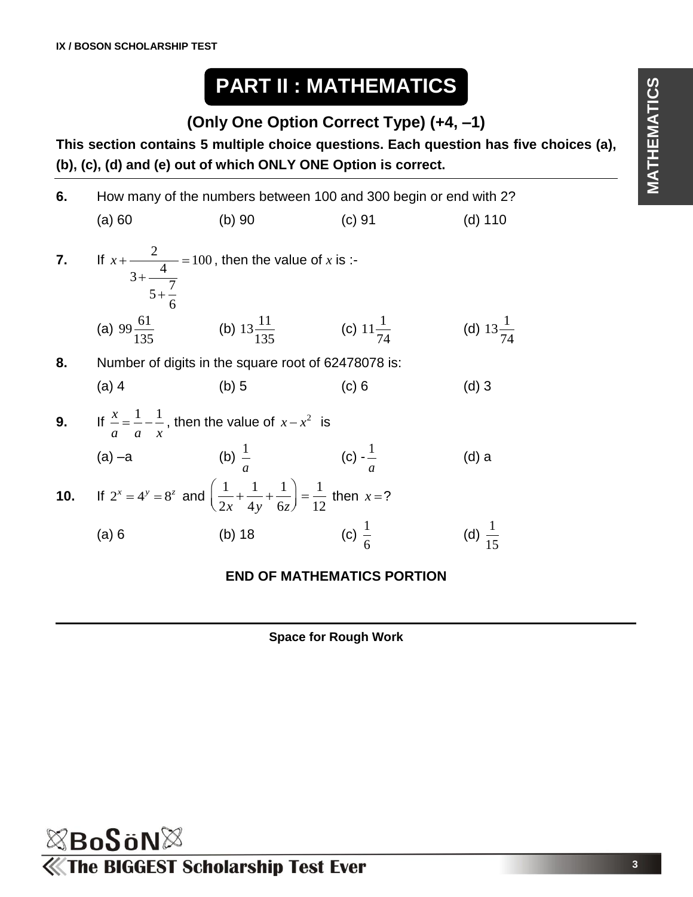# PART II : MATHEMATICS

## (Only One Option Correct Type) (+4, –1)

**This section contains 5 multiple choice questions. Each question has five choices (a), (b), (c), (d) and (e) out of which ONLY ONE Option is correct.**

---

**6.** How many of the numbers between 100 and 300 begin or end with 2?

(a) 60 (b) 90 (c) 91 (d) 110

**7.** If $x + \cfrac{2}{3 + \cfrac{4}{5 + \cfrac{7}{6}}} = 100$, then the value of $x$ is :-

(a) $99\frac{61}{135}$ (b) $13\frac{11}{135}$ (c) $11\frac{1}{74}$ (d) $13\frac{1}{74}$

**8.** Number of digits in the square root of 62478078 is:

(a) 4 (b) 5 (c) 6 (d) 3

**9.** If $\frac{x}{a} = \frac{1}{a} - \frac{1}{x}$, then the value of $x - x^2$ is

(a) –a (b) $\frac{1}{a}$ (c) $-\frac{1}{a}$ (d) a

**10.** If $2^x = 4^y = 8^z$ and $\left(\frac{1}{2x} + \frac{1}{4y} + \frac{1}{6z}\right) = \frac{1}{12}$ then $x = ?$

(a) 6 (b) 18 (c) $\frac{1}{6}$ (d) $\frac{1}{15}$

**END OF MATHEMATICS PORTION**

---

**Space for Rough Work**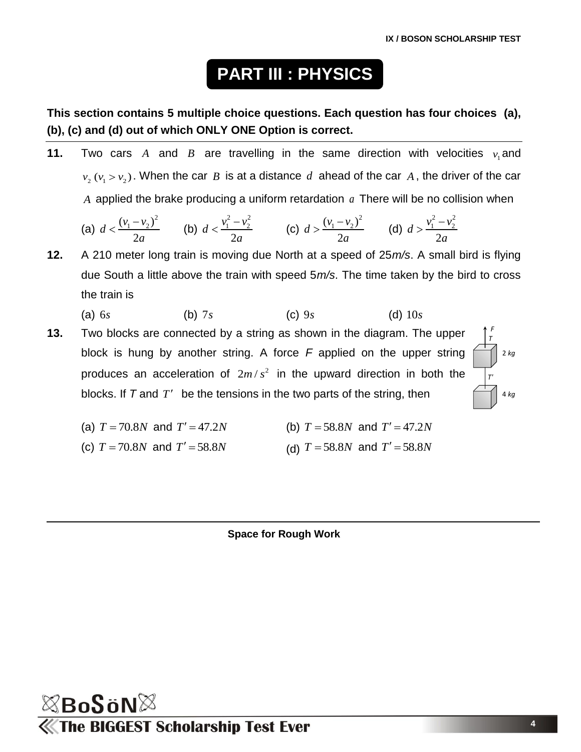# PART III : PHYSICS

**This section contains 5 multiple choice questions. Each question has four choices (a), (b), (c) and (d) out of which ONLY ONE Option is correct.**

**11.** Two cars $A$ and $B$ are travelling in the same direction with velocities $v_1$ and $v_2$ $(v_1 > v_2)$. When the car $B$ is at a distance $d$ ahead of the car $A$, the driver of the car $A$ applied the brake producing a uniform retardation $a$ There will be no collision when

(a) $d < \frac{(v_1 - v_2)^2}{2a}$  (b) $d < \frac{v_1^2 - v_2^2}{2a}$  (c) $d > \frac{(v_1 - v_2)^2}{2a}$  (d) $d > \frac{v_1^2 - v_2^2}{2a}$

**12.** A 210 meter long train is moving due North at a speed of 25*m/s*. A small bird is flying due South a little above the train with speed 5*m/s*. The time taken by the bird to cross the train is

(a) $6s$  (b) $7s$  (c) $9s$  (d) $10s$

**13.** Two blocks are connected by a string as shown in the diagram. The upper block is hung by another string. A force *F* applied on the upper string produces an acceleration of $2m/s^2$ in the upward direction in both the blocks. If *T* and $T'$ be the tensions in the two parts of the string, then

F
T
2 *kg*
$T'$
4 *kg*

(a) $T = 70.8N$ and $T' = 47.2N$  (b) $T = 58.8N$ and $T' = 47.2N$

(c) $T = 70.8N$ and $T' = 58.8N$  (d) $T = 58.8N$ and $T' = 58.8N$

**Space for Rough Work**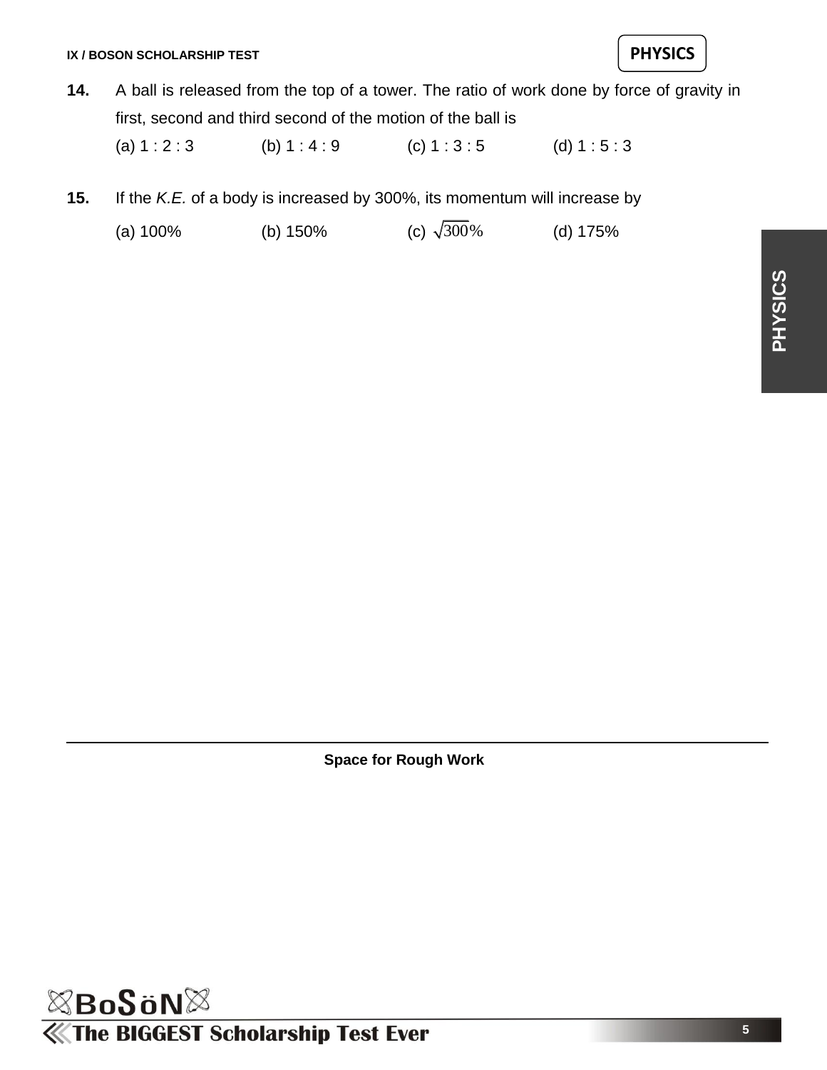**14.** A ball is released from the top of a tower. The ratio of work done by force of gravity in first, second and third second of the motion of the ball is

(a) 1 : 2 : 3 (b) 1 : 4 : 9 (c) 1 : 3 : 5 (d) 1 : 5 : 3

**15.** If the *K.E.* of a body is increased by 300%, its momentum will increase by

(a) 100% (b) 150% (c) $\sqrt{300}\%$ (d) 175%

**Space for Rough Work**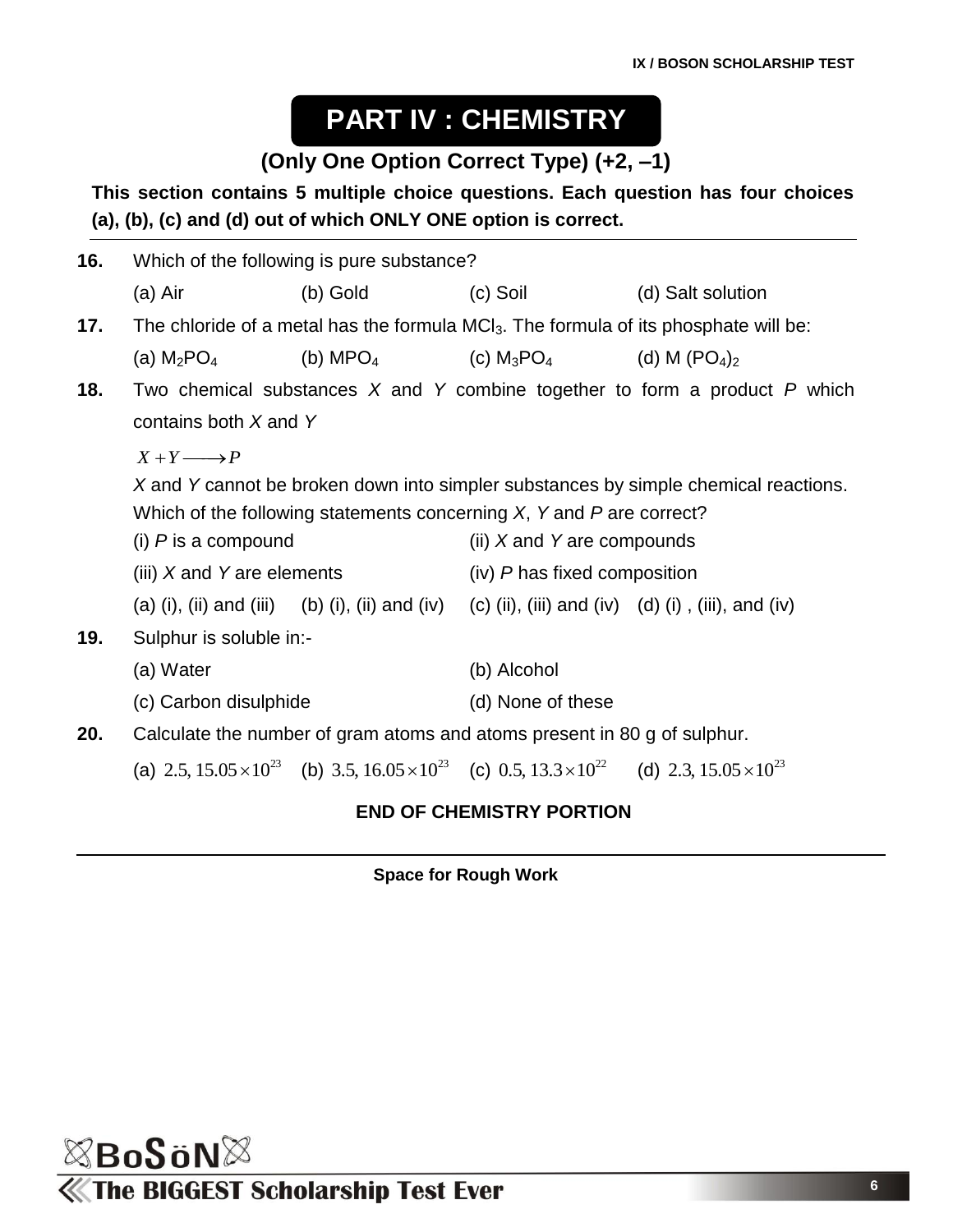# PART IV : CHEMISTRY

### (Only One Option Correct Type) (+2, –1)

**This section contains 5 multiple choice questions. Each question has four choices (a), (b), (c) and (d) out of which ONLY ONE option is correct.**

---

**16.** Which of the following is pure substance?

(a) Air (b) Gold (c) Soil (d) Salt solution

**17.** The chloride of a metal has the formula $MCl_3$. The formula of its phosphate will be:

(a) $M_2PO_4$ (b) $MPO_4$ (c) $M_3PO_4$ (d) $M(PO_4)_2$

**18.** Two chemical substances *X* and *Y* combine together to form a product *P* which contains both *X* and *Y*

$X + Y \longrightarrow P$

*X* and *Y* cannot be broken down into simpler substances by simple chemical reactions. Which of the following statements concerning *X*, *Y* and *P* are correct?

(i) *P* is a compound (ii) *X* and *Y* are compounds

(iii) *X* and *Y* are elements (iv) *P* has fixed composition

(a) (i), (ii) and (iii) (b) (i), (ii) and (iv) (c) (ii), (iii) and (iv) (d) (i) , (iii), and (iv)

**19.** Sulphur is soluble in:-

(a) Water (b) Alcohol

(c) Carbon disulphide (d) None of these

**20.** Calculate the number of gram atoms and atoms present in 80 g of sulphur.

(a) $2.5, 15.05\times10^{23}$ (b) $3.5, 16.05\times10^{23}$ (c) $0.5, 13.3\times10^{22}$ (d) $2.3, 15.05\times10^{23}$

**END OF CHEMISTRY PORTION**

---

**Space for Rough Work**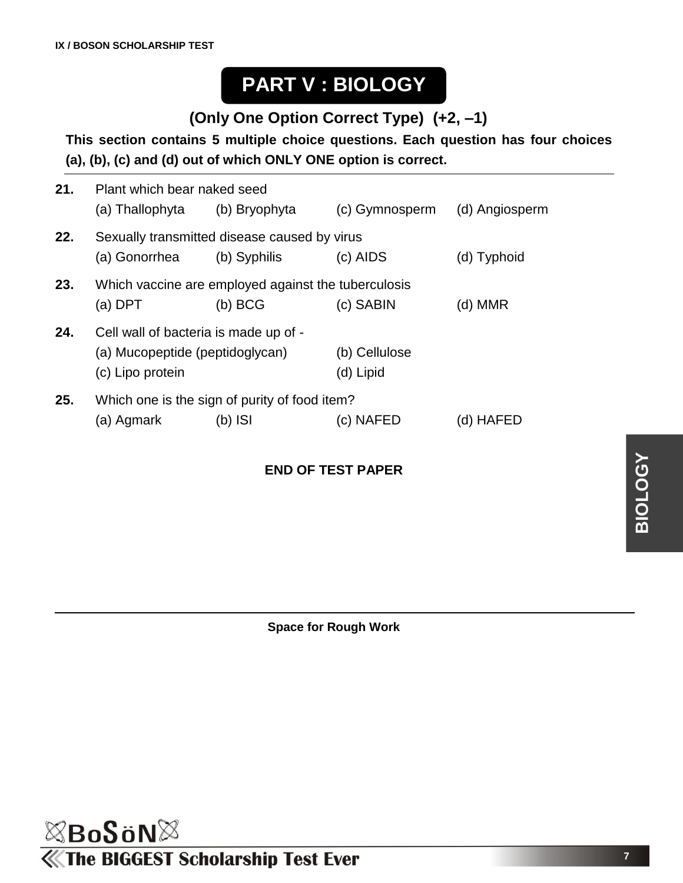# PART V : BIOLOGY

**(Only One Option Correct Type) (+2, –1)**

**This section contains 5 multiple choice questions. Each question has four choices (a), (b), (c) and (d) out of which ONLY ONE option is correct.**

**21.** Plant which bear naked seed

(a) Thallophyta (b) Bryophyta (c) Gymnosperm (d) Angiosperm

**22.** Sexually transmitted disease caused by virus

(a) Gonorrhea (b) Syphilis (c) AIDS (d) Typhoid

**23.** Which vaccine are employed against the tuberculosis

(a) DPT (b) BCG (c) SABIN (d) MMR

**24.** Cell wall of bacteria is made up of -

(a) Mucopeptide (peptidoglycan) (b) Cellulose

(c) Lipo protein (d) Lipid

**25.** Which one is the sign of purity of food item?

(a) Agmark (b) ISI (c) NAFED (d) HAFED

**END OF TEST PAPER**

**Space for Rough Work**